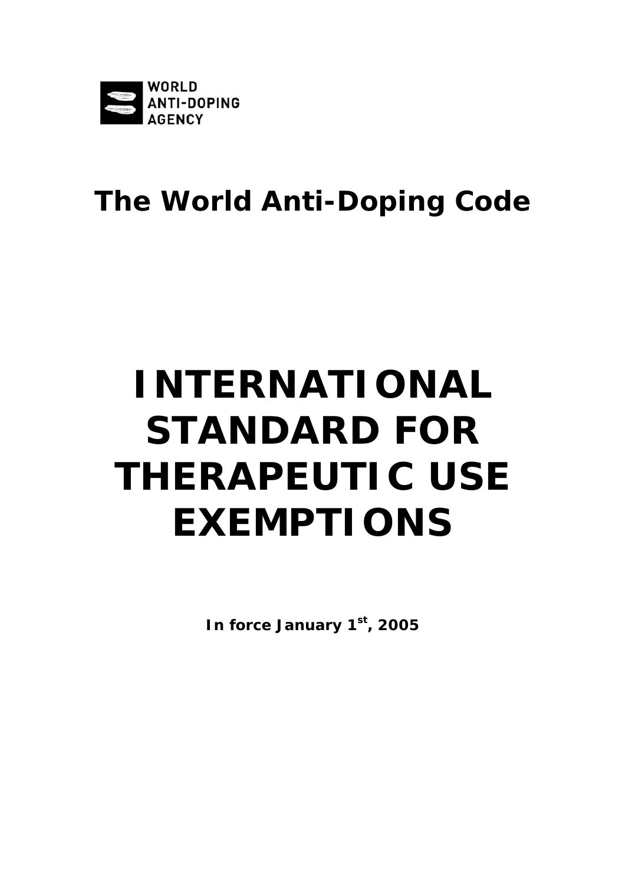WORLD
ANTI-DOPING
AGENCY

## The World Anti-Doping Code

# INTERNATIONAL STANDARD FOR THERAPEUTIC USE EXEMPTIONS

**In force January 1st, 2005**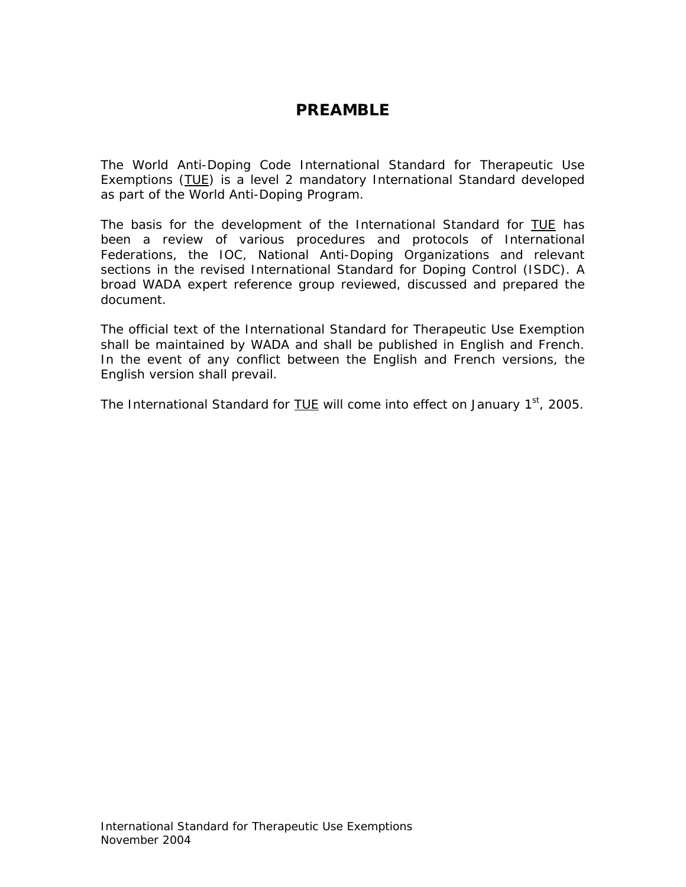# PREAMBLE

The World Anti-Doping Code International Standard for Therapeutic Use Exemptions (TUE) is a level 2 mandatory International Standard developed as part of the World Anti-Doping Program.

The basis for the development of the International Standard for TUE has been a review of various procedures and protocols of International Federations, the IOC, National Anti-Doping Organizations and relevant sections in the revised International Standard for Doping Control (ISDC). A broad WADA expert reference group reviewed, discussed and prepared the document.

The official text of the International Standard for Therapeutic Use Exemption shall be maintained by WADA and shall be published in English and French. In the event of any conflict between the English and French versions, the English version shall prevail.

The International Standard for TUE will come into effect on January 1st, 2005.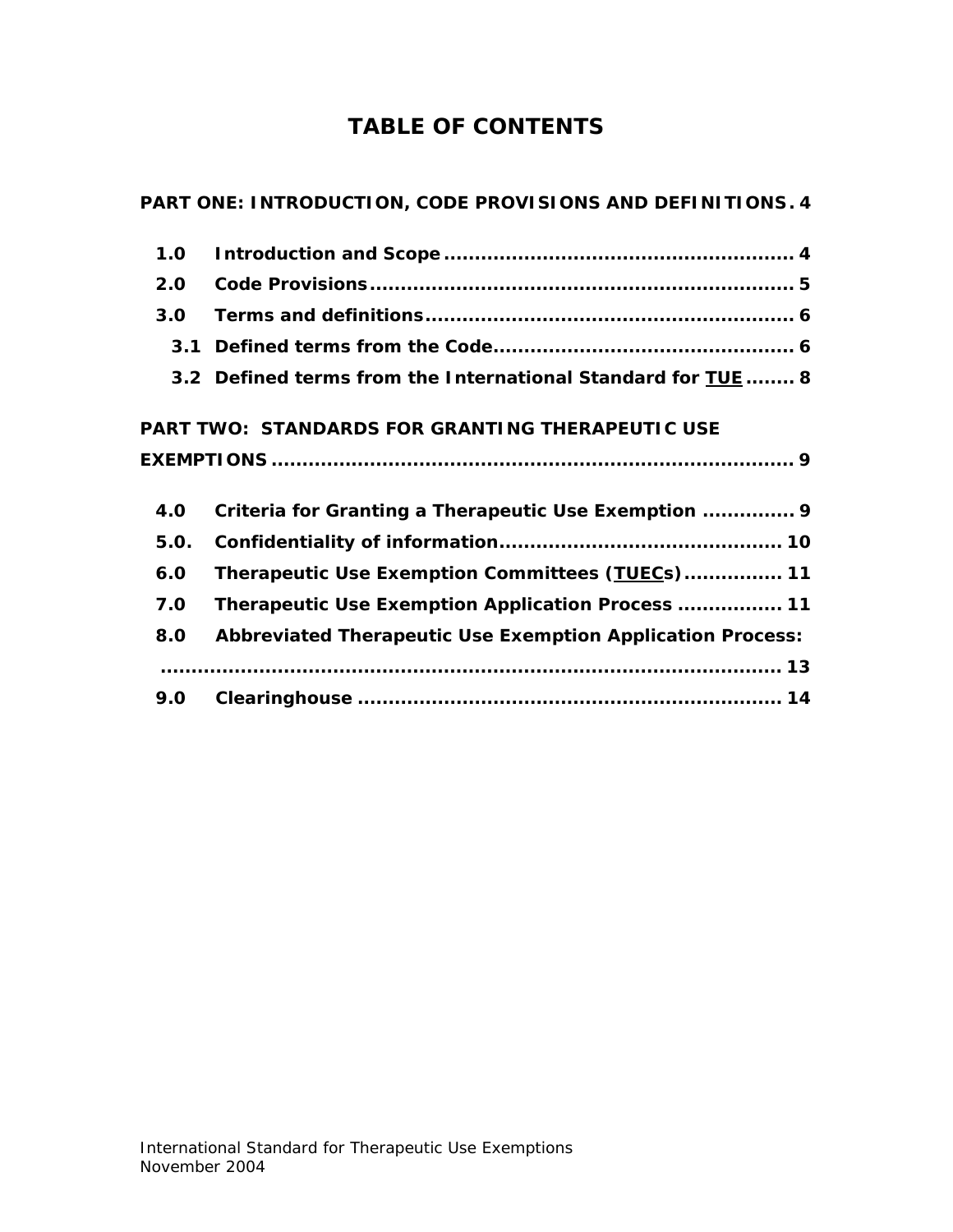# TABLE OF CONTENTS

**PART ONE: INTRODUCTION, CODE PROVISIONS AND DEFINITIONS . 4**

- **1.0 Introduction and Scope ........................................................ 4**
- **2.0 Code Provisions ................................................................... 5**
- **3.0 Terms and definitions .......................................................... 6**
  - **3.1 Defined terms from the Code ................................................ 6**
  - **3.2 Defined terms from the International Standard for <u>TUE</u> ........ 8**

**PART TWO: STANDARDS FOR GRANTING THERAPEUTIC USE EXEMPTIONS ..................................................................................... 9**

- **4.0 Criteria for Granting a Therapeutic Use Exemption ............... 9**
- **5.0. Confidentiality of information ............................................. 10**
- **6.0 Therapeutic Use Exemption Committees (<u>TUEC</u>s) ................ 11**
- **7.0 Therapeutic Use Exemption Application Process ................. 11**
- **8.0 Abbreviated Therapeutic Use Exemption Application Process: ........................................................................................ 13**
- **9.0 Clearinghouse .................................................................... 14**

International Standard for Therapeutic Use Exemptions
November 2004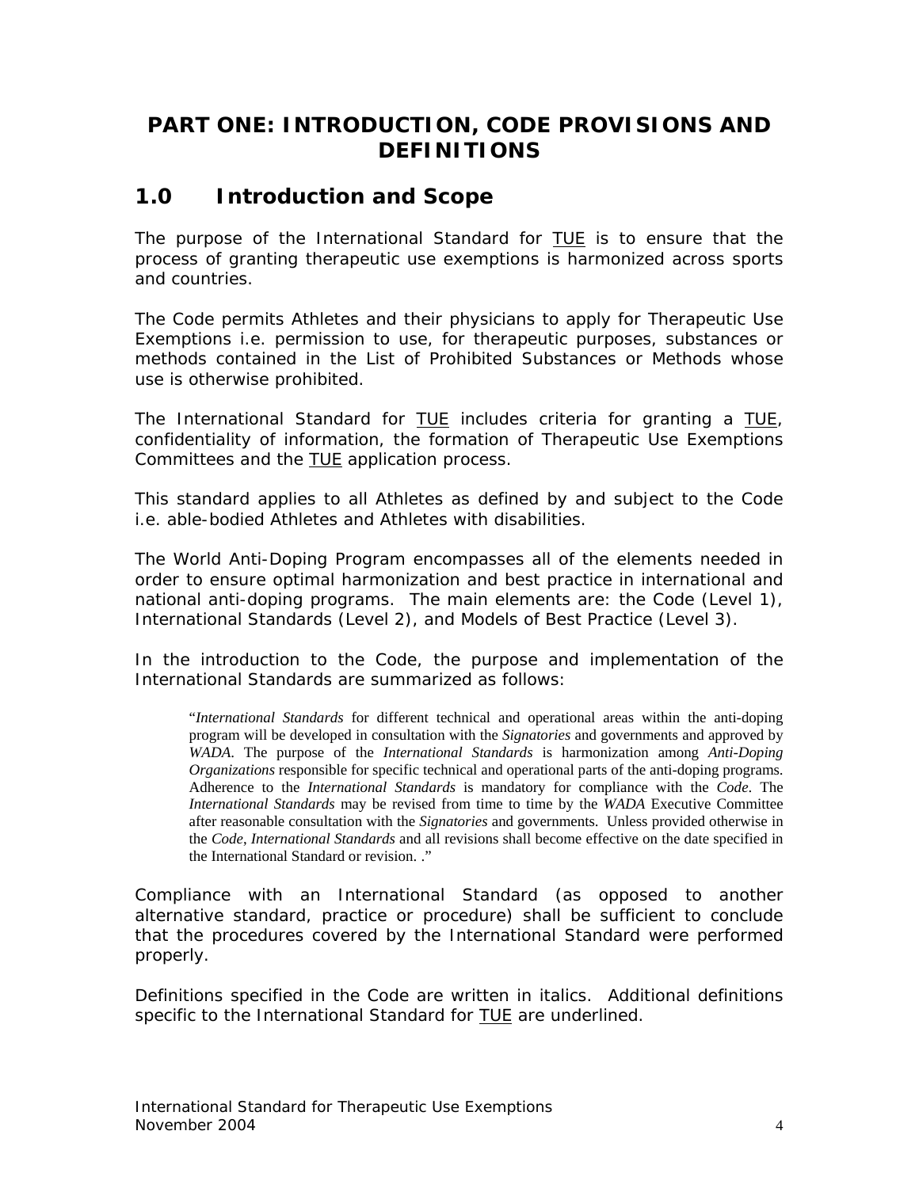# PART ONE: INTRODUCTION, CODE PROVISIONS AND DEFINITIONS

## 1.0 Introduction and Scope

The purpose of the International Standard for <u>TUE</u> is to ensure that the process of granting therapeutic use exemptions is harmonized across sports and countries.

The Code permits Athletes and their physicians to apply for Therapeutic Use Exemptions i.e. permission to use, for therapeutic purposes, substances or methods contained in the List of Prohibited Substances or Methods whose use is otherwise prohibited.

The International Standard for <u>TUE</u> includes criteria for granting a <u>TUE</u>, confidentiality of information, the formation of Therapeutic Use Exemptions Committees and the <u>TUE</u> application process.

This standard applies to all Athletes as defined by and subject to the Code i.e. able-bodied Athletes and Athletes with disabilities.

The World Anti-Doping Program encompasses all of the elements needed in order to ensure optimal harmonization and best practice in international and national anti-doping programs. The main elements are: the Code (Level 1), International Standards (Level 2), and Models of Best Practice (Level 3).

In the introduction to the Code, the purpose and implementation of the International Standards are summarized as follows:

> "*International Standards* for different technical and operational areas within the anti-doping program will be developed in consultation with the *Signatories* and governments and approved by *WADA*. The purpose of the *International Standards* is harmonization among *Anti-Doping Organizations* responsible for specific technical and operational parts of the anti-doping programs. Adherence to the *International Standards* is mandatory for compliance with the *Code*. The *International Standards* may be revised from time to time by the *WADA* Executive Committee after reasonable consultation with the *Signatories* and governments. Unless provided otherwise in the *Code*, *International Standards* and all revisions shall become effective on the date specified in the International Standard or revision. ."

Compliance with an International Standard (as opposed to another alternative standard, practice or procedure) shall be sufficient to conclude that the procedures covered by the International Standard were performed properly.

Definitions specified in the Code are written in italics. Additional definitions specific to the International Standard for <u>TUE</u> are underlined.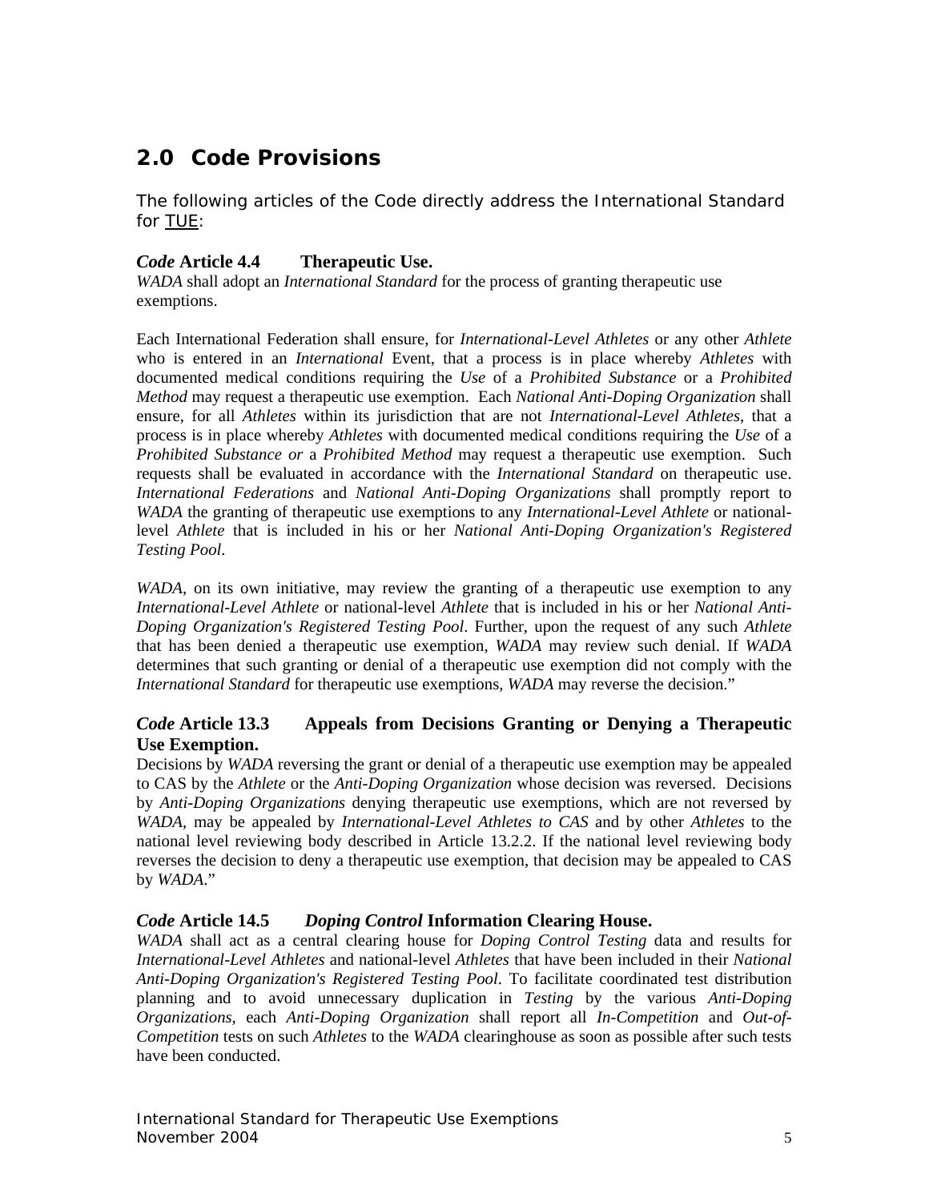## 2.0 Code Provisions

The following articles of the Code directly address the International Standard for TUE:

### *Code* Article 4.4 Therapeutic Use.

*WADA* shall adopt an *International Standard* for the process of granting therapeutic use exemptions.

Each International Federation shall ensure, for *International-Level Athletes* or any other *Athlete* who is entered in an *International* Event, that a process is in place whereby *Athletes* with documented medical conditions requiring the *Use* of a *Prohibited Substance* or a *Prohibited Method* may request a therapeutic use exemption. Each *National Anti-Doping Organization* shall ensure, for all *Athletes* within its jurisdiction that are not *International-Level Athletes*, that a process is in place whereby *Athletes* with documented medical conditions requiring the *Use* of a *Prohibited Substance or* a *Prohibited Method* may request a therapeutic use exemption. Such requests shall be evaluated in accordance with the *International Standard* on therapeutic use. *International Federations* and *National Anti-Doping Organizations* shall promptly report to *WADA* the granting of therapeutic use exemptions to any *International-Level Athlete* or national-level *Athlete* that is included in his or her *National Anti-Doping Organization's Registered Testing Pool*.

*WADA*, on its own initiative, may review the granting of a therapeutic use exemption to any *International-Level Athlete* or national-level *Athlete* that is included in his or her *National Anti-Doping Organization's Registered Testing Pool*. Further, upon the request of any such *Athlete* that has been denied a therapeutic use exemption, *WADA* may review such denial. If *WADA* determines that such granting or denial of a therapeutic use exemption did not comply with the *International Standard* for therapeutic use exemptions, *WADA* may reverse the decision."

### *Code* Article 13.3 Appeals from Decisions Granting or Denying a Therapeutic Use Exemption.

Decisions by *WADA* reversing the grant or denial of a therapeutic use exemption may be appealed to CAS by the *Athlete* or the *Anti-Doping Organization* whose decision was reversed. Decisions by *Anti-Doping Organizations* denying therapeutic use exemptions, which are not reversed by *WADA*, may be appealed by *International-Level Athletes to CAS* and by other *Athletes* to the national level reviewing body described in Article 13.2.2. If the national level reviewing body reverses the decision to deny a therapeutic use exemption, that decision may be appealed to CAS by *WADA*."

### *Code* Article 14.5 *Doping Control* Information Clearing House.

*WADA* shall act as a central clearing house for *Doping Control Testing* data and results for *International-Level Athletes* and national-level *Athletes* that have been included in their *National Anti-Doping Organization's Registered Testing Pool*. To facilitate coordinated test distribution planning and to avoid unnecessary duplication in *Testing* by the various *Anti-Doping Organizations*, each *Anti-Doping Organization* shall report all *In-Competition* and *Out-of-Competition* tests on such *Athletes* to the *WADA* clearinghouse as soon as possible after such tests have been conducted.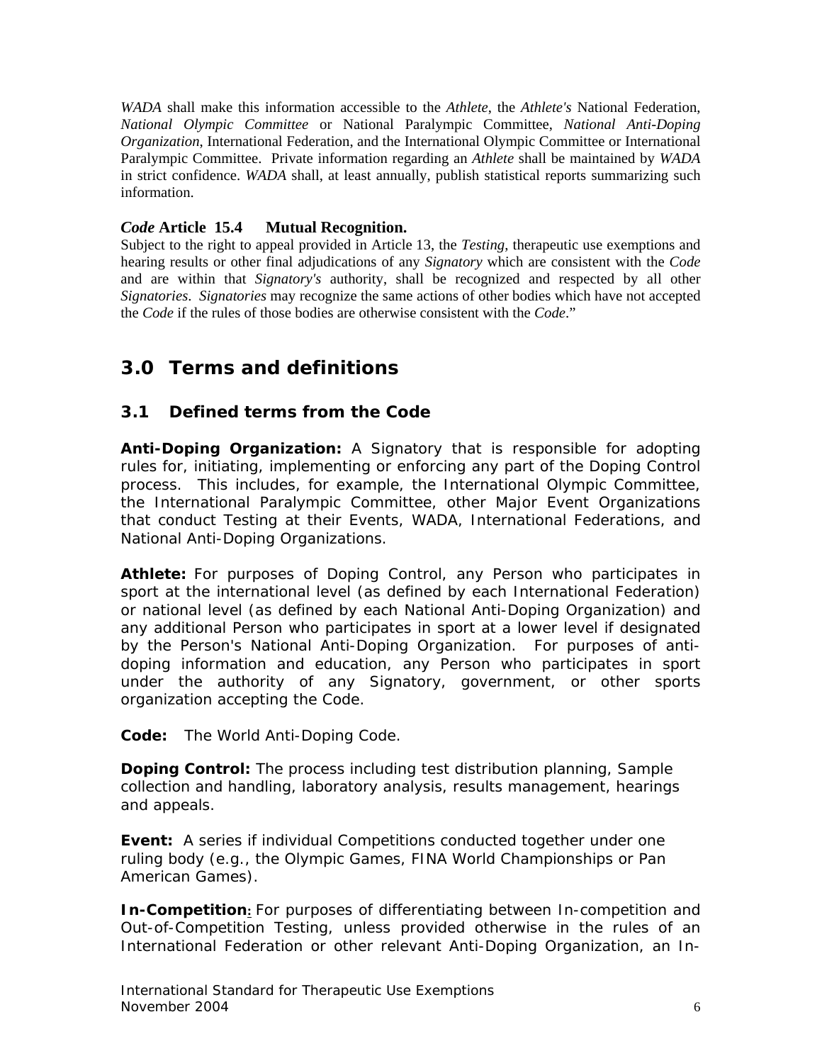*WADA* shall make this information accessible to the *Athlete*, the *Athlete's* National Federation, *National Olympic Committee* or National Paralympic Committee, *National Anti-Doping Organization*, International Federation, and the International Olympic Committee or International Paralympic Committee. Private information regarding an *Athlete* shall be maintained by *WADA* in strict confidence. *WADA* shall, at least annually, publish statistical reports summarizing such information.

***Code* Article 15.4 Mutual Recognition.**

Subject to the right to appeal provided in Article 13, the *Testing*, therapeutic use exemptions and hearing results or other final adjudications of any *Signatory* which are consistent with the *Code* and are within that *Signatory's* authority, shall be recognized and respected by all other *Signatories*. *Signatories* may recognize the same actions of other bodies which have not accepted the *Code* if the rules of those bodies are otherwise consistent with the *Code*."

# 3.0 Terms and definitions

## 3.1 Defined terms from the Code

**Anti-Doping Organization:** A Signatory that is responsible for adopting rules for, initiating, implementing or enforcing any part of the Doping Control process. This includes, for example, the International Olympic Committee, the International Paralympic Committee, other Major Event Organizations that conduct Testing at their Events, WADA, International Federations, and National Anti-Doping Organizations.

**Athlete:** For purposes of Doping Control, any Person who participates in sport at the international level (as defined by each International Federation) or national level (as defined by each National Anti-Doping Organization) and any additional Person who participates in sport at a lower level if designated by the Person's National Anti-Doping Organization. For purposes of anti-doping information and education, any Person who participates in sport under the authority of any Signatory, government, or other sports organization accepting the Code.

**Code:** The World Anti-Doping Code.

**Doping Control:** The process including test distribution planning, Sample collection and handling, laboratory analysis, results management, hearings and appeals.

**Event:** A series if individual Competitions conducted together under one ruling body (e.g., the Olympic Games, FINA World Championships or Pan American Games).

**In-Competition:** For purposes of differentiating between In-competition and Out-of-Competition Testing, unless provided otherwise in the rules of an International Federation or other relevant Anti-Doping Organization, an In-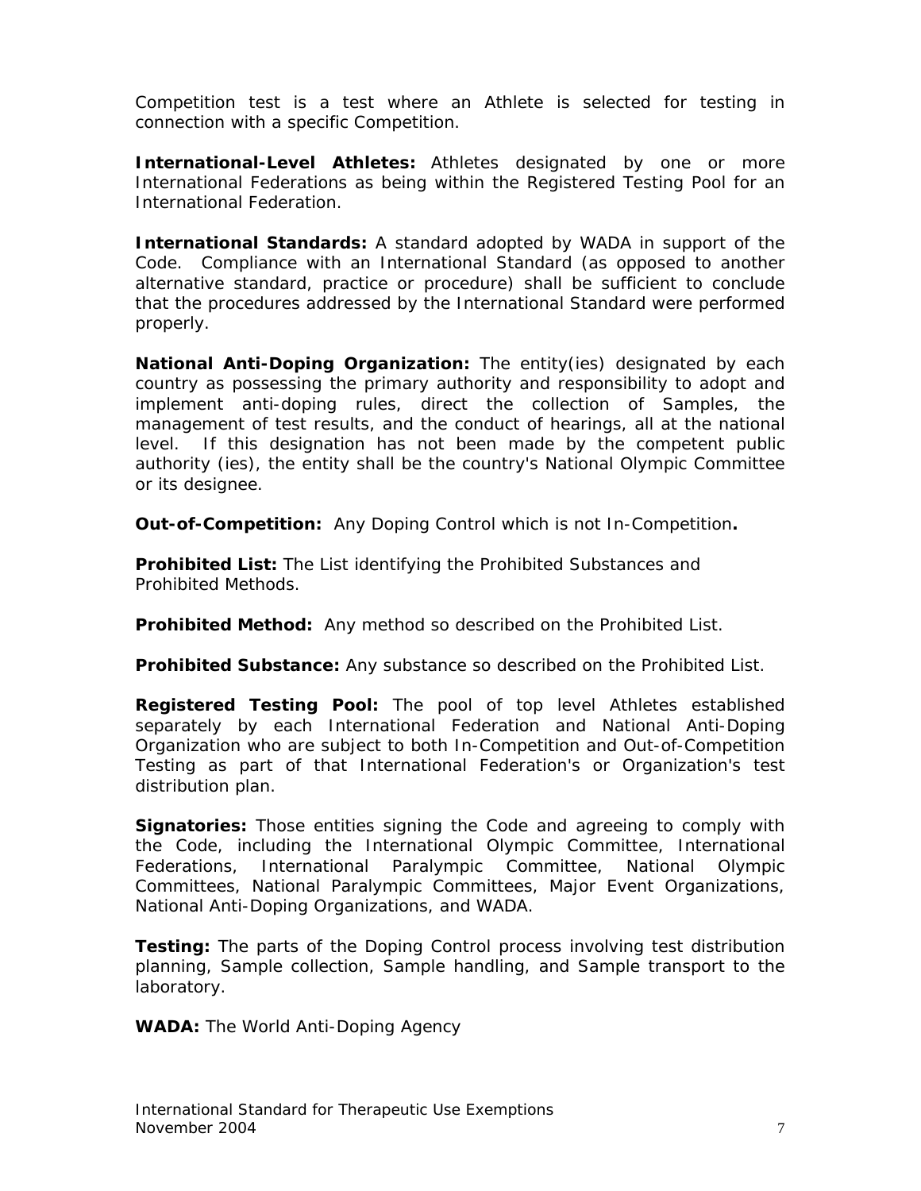Competition test is a test where an Athlete is selected for testing in connection with a specific Competition.

**International-Level Athletes:** Athletes designated by one or more International Federations as being within the Registered Testing Pool for an International Federation.

**International Standards:** A standard adopted by WADA in support of the Code. Compliance with an International Standard (as opposed to another alternative standard, practice or procedure) shall be sufficient to conclude that the procedures addressed by the International Standard were performed properly.

**National Anti-Doping Organization:** The entity(ies) designated by each country as possessing the primary authority and responsibility to adopt and implement anti-doping rules, direct the collection of Samples, the management of test results, and the conduct of hearings, all at the national level. If this designation has not been made by the competent public authority (ies), the entity shall be the country's National Olympic Committee or its designee.

**Out-of-Competition:** Any Doping Control which is not In-Competition**.**

**Prohibited List:** The List identifying the Prohibited Substances and Prohibited Methods.

**Prohibited Method:** Any method so described on the Prohibited List.

**Prohibited Substance:** Any substance so described on the Prohibited List.

**Registered Testing Pool:** The pool of top level Athletes established separately by each International Federation and National Anti-Doping Organization who are subject to both In-Competition and Out-of-Competition Testing as part of that International Federation's or Organization's test distribution plan.

**Signatories:** Those entities signing the Code and agreeing to comply with the Code, including the International Olympic Committee, International Federations, International Paralympic Committee, National Olympic Committees, National Paralympic Committees, Major Event Organizations, National Anti-Doping Organizations, and WADA.

**Testing:** The parts of the Doping Control process involving test distribution planning, Sample collection, Sample handling, and Sample transport to the laboratory.

**WADA:** The World Anti-Doping Agency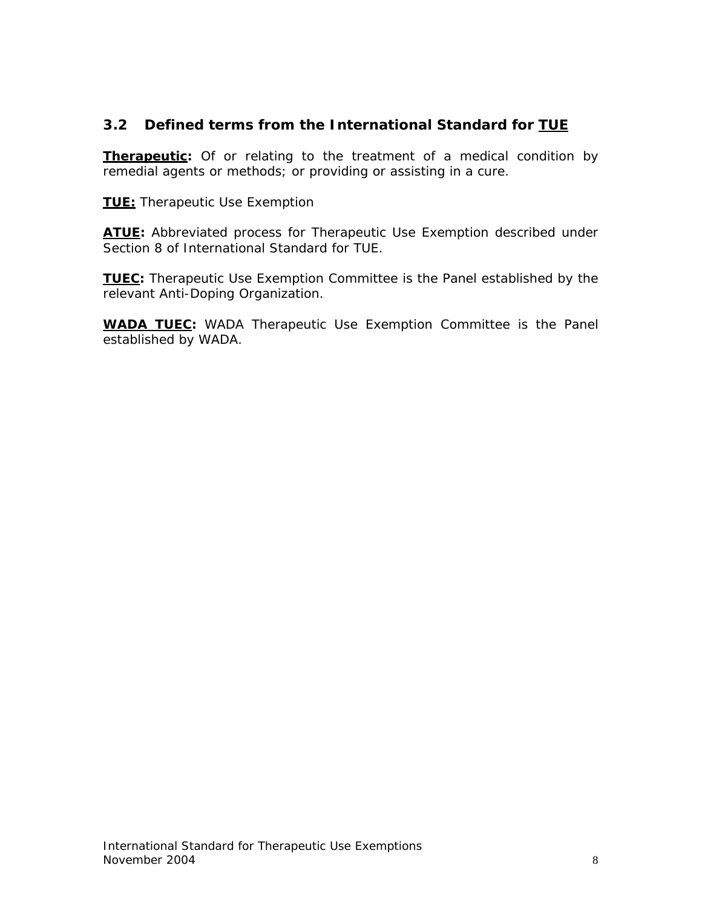## 3.2 Defined terms from the International Standard for TUE

**Therapeutic:** Of or relating to the treatment of a medical condition by remedial agents or methods; or providing or assisting in a cure.

**TUE:** Therapeutic Use Exemption

**ATUE:** Abbreviated process for Therapeutic Use Exemption described under Section 8 of International Standard for TUE.

**TUEC:** Therapeutic Use Exemption Committee is the Panel established by the relevant Anti-Doping Organization.

**WADA TUEC:** WADA Therapeutic Use Exemption Committee is the Panel established by WADA.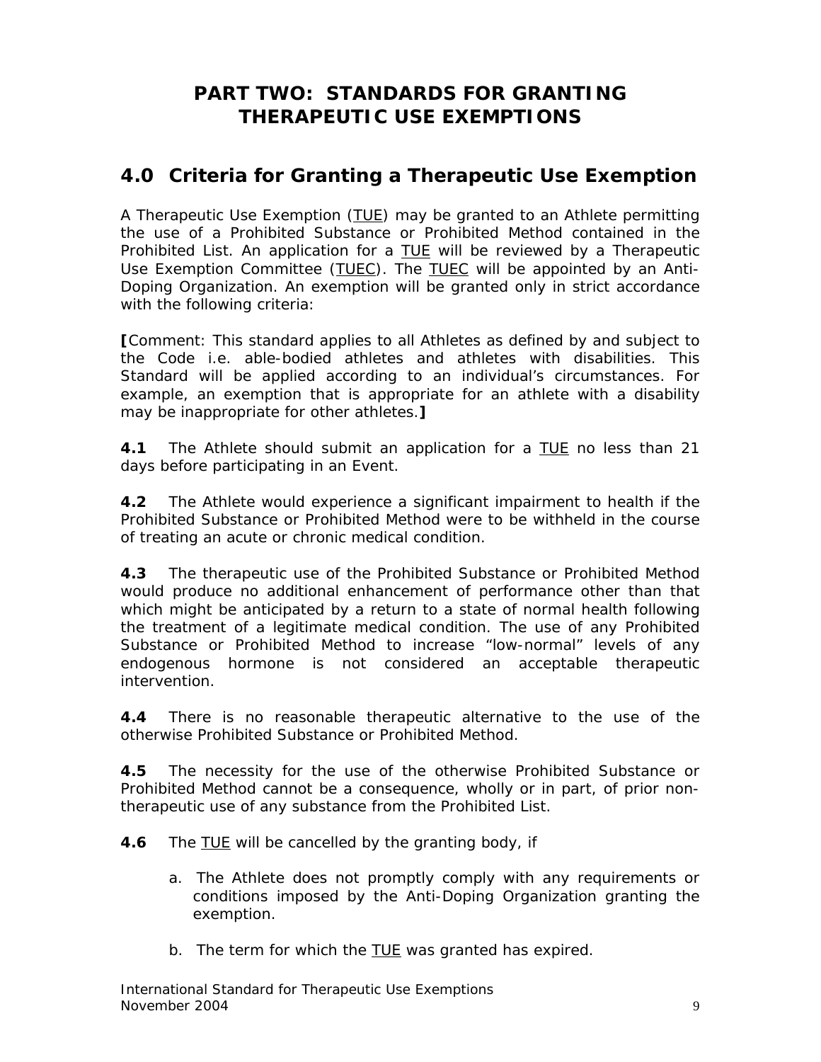# PART TWO: STANDARDS FOR GRANTING THERAPEUTIC USE EXEMPTIONS

## 4.0 Criteria for Granting a Therapeutic Use Exemption

A Therapeutic Use Exemption (TUE) may be granted to an Athlete permitting the use of a Prohibited Substance or Prohibited Method contained in the Prohibited List. An application for a TUE will be reviewed by a Therapeutic Use Exemption Committee (TUEC). The TUEC will be appointed by an Anti-Doping Organization. An exemption will be granted only in strict accordance with the following criteria:

**[**Comment: This standard applies to all Athletes as defined by and subject to the Code i.e. able-bodied athletes and athletes with disabilities. This Standard will be applied according to an individual's circumstances. For example, an exemption that is appropriate for an athlete with a disability may be inappropriate for other athletes.**]**

**4.1** The Athlete should submit an application for a TUE no less than 21 days before participating in an Event.

**4.2** The Athlete would experience a significant impairment to health if the Prohibited Substance or Prohibited Method were to be withheld in the course of treating an acute or chronic medical condition.

**4.3** The therapeutic use of the Prohibited Substance or Prohibited Method would produce no additional enhancement of performance other than that which might be anticipated by a return to a state of normal health following the treatment of a legitimate medical condition. The use of any Prohibited Substance or Prohibited Method to increase "low-normal" levels of any endogenous hormone is not considered an acceptable therapeutic intervention.

**4.4** There is no reasonable therapeutic alternative to the use of the otherwise Prohibited Substance or Prohibited Method.

**4.5** The necessity for the use of the otherwise Prohibited Substance or Prohibited Method cannot be a consequence, wholly or in part, of prior non-therapeutic use of any substance from the Prohibited List.

**4.6** The TUE will be cancelled by the granting body, if

a. The Athlete does not promptly comply with any requirements or conditions imposed by the Anti-Doping Organization granting the exemption.

b. The term for which the TUE was granted has expired.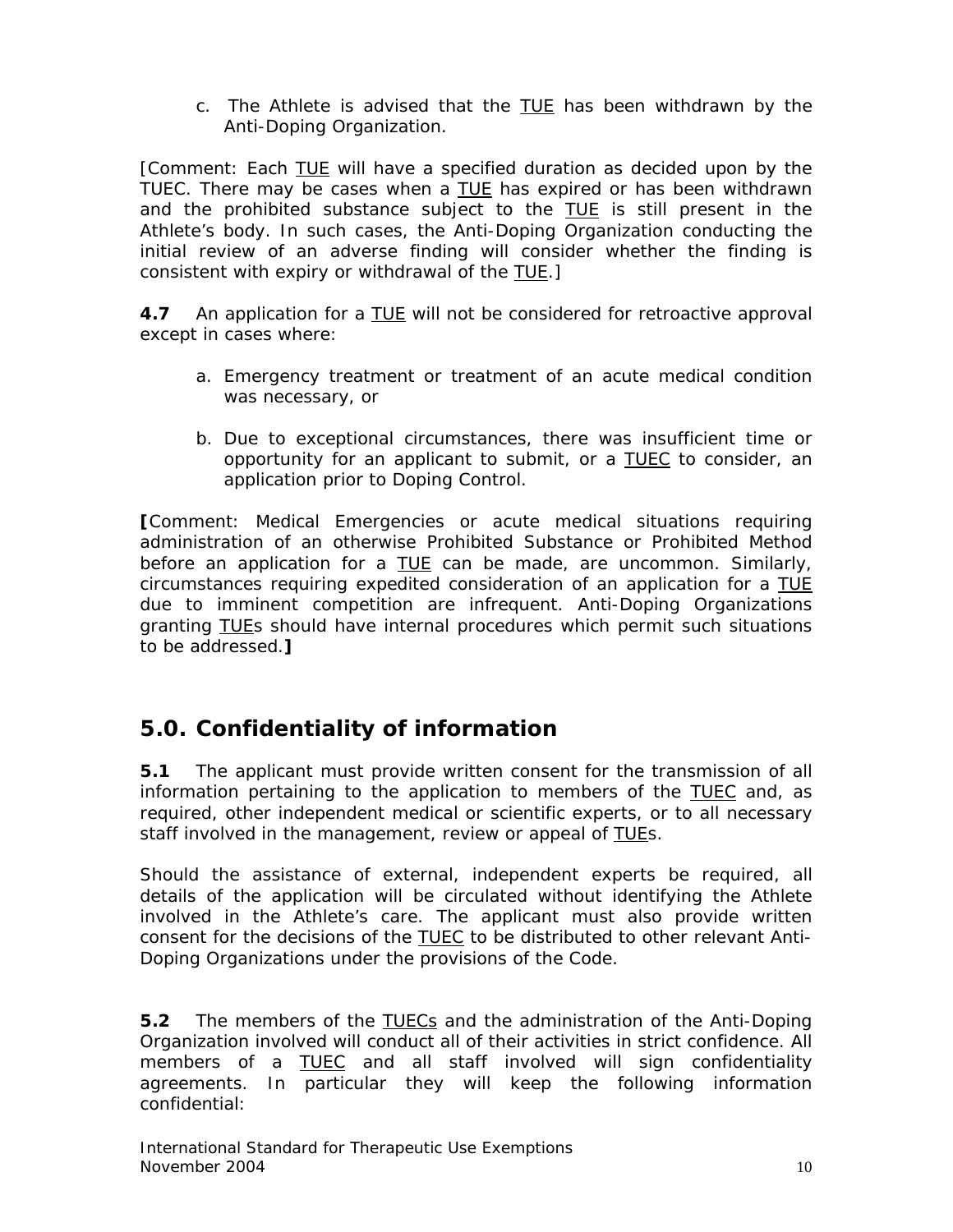c. The Athlete is advised that the TUE has been withdrawn by the Anti-Doping Organization.

[Comment: Each TUE will have a specified duration as decided upon by the TUEC. There may be cases when a TUE has expired or has been withdrawn and the prohibited substance subject to the TUE is still present in the Athlete's body. In such cases, the Anti-Doping Organization conducting the initial review of an adverse finding will consider whether the finding is consistent with expiry or withdrawal of the TUE.]

**4.7** An application for a TUE will not be considered for retroactive approval except in cases where:

a. Emergency treatment or treatment of an acute medical condition was necessary, or

b. Due to exceptional circumstances, there was insufficient time or opportunity for an applicant to submit, or a TUEC to consider, an application prior to Doping Control.

**[**Comment: Medical Emergencies or acute medical situations requiring administration of an otherwise Prohibited Substance or Prohibited Method before an application for a TUE can be made, are uncommon. Similarly, circumstances requiring expedited consideration of an application for a TUE due to imminent competition are infrequent. Anti-Doping Organizations granting TUEs should have internal procedures which permit such situations to be addressed.**]**

## 5.0. Confidentiality of information

**5.1** The applicant must provide written consent for the transmission of all information pertaining to the application to members of the TUEC and, as required, other independent medical or scientific experts, or to all necessary staff involved in the management, review or appeal of TUEs.

Should the assistance of external, independent experts be required, all details of the application will be circulated without identifying the Athlete involved in the Athlete's care. The applicant must also provide written consent for the decisions of the TUEC to be distributed to other relevant Anti-Doping Organizations under the provisions of the Code.

**5.2** The members of the TUECs and the administration of the Anti-Doping Organization involved will conduct all of their activities in strict confidence. All members of a TUEC and all staff involved will sign confidentiality agreements. In particular they will keep the following information confidential: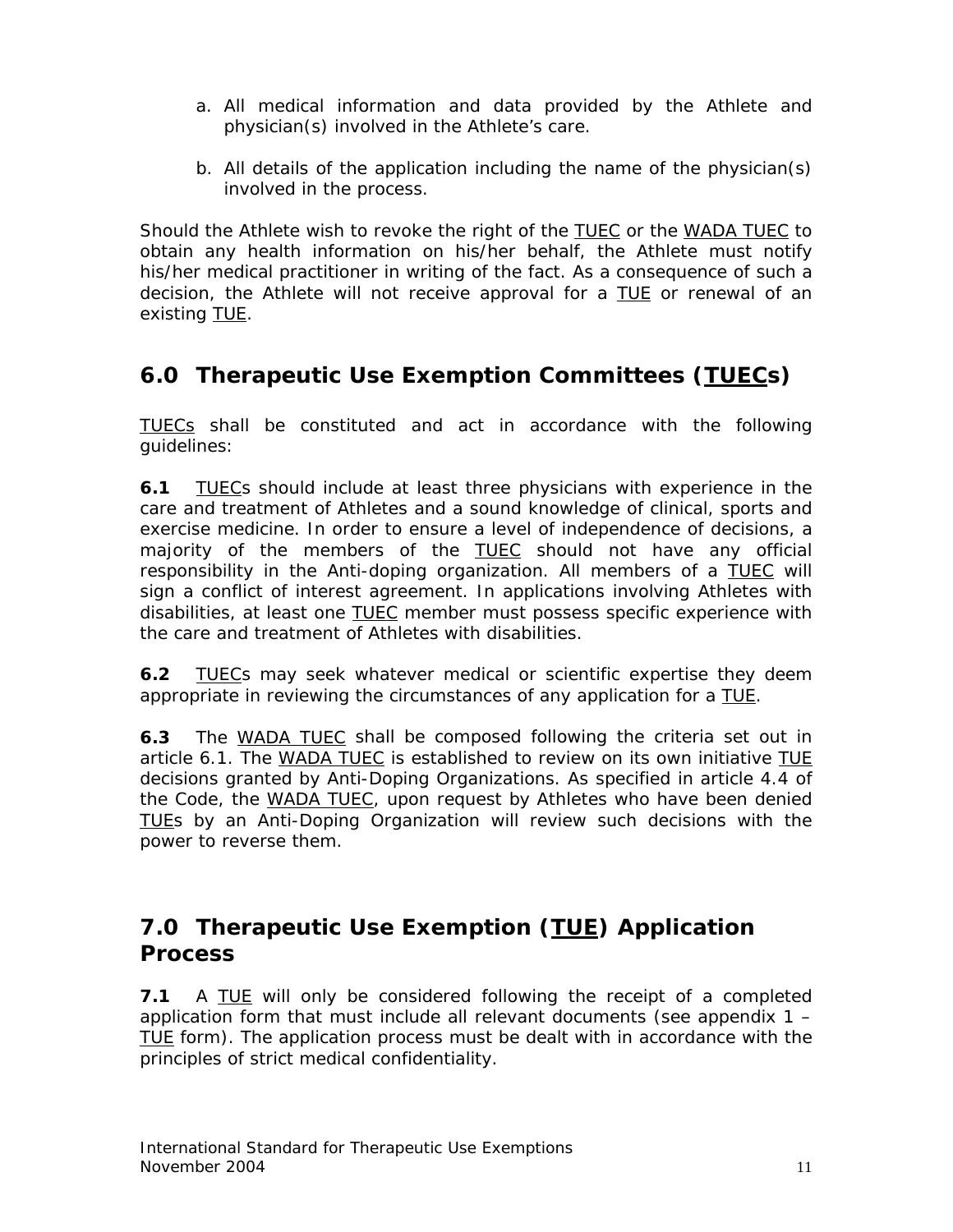a. All medical information and data provided by the Athlete and physician(s) involved in the Athlete's care.

b. All details of the application including the name of the physician(s) involved in the process.

Should the Athlete wish to revoke the right of the TUEC or the WADA TUEC to obtain any health information on his/her behalf, the Athlete must notify his/her medical practitioner in writing of the fact. As a consequence of such a decision, the Athlete will not receive approval for a TUE or renewal of an existing TUE.

## 6.0 Therapeutic Use Exemption Committees (TUECs)

TUECs shall be constituted and act in accordance with the following guidelines:

**6.1** TUECs should include at least three physicians with experience in the care and treatment of Athletes and a sound knowledge of clinical, sports and exercise medicine. In order to ensure a level of independence of decisions, a majority of the members of the TUEC should not have any official responsibility in the Anti-doping organization. All members of a TUEC will sign a conflict of interest agreement. In applications involving Athletes with disabilities, at least one TUEC member must possess specific experience with the care and treatment of Athletes with disabilities.

**6.2** TUECs may seek whatever medical or scientific expertise they deem appropriate in reviewing the circumstances of any application for a TUE.

**6.3** The WADA TUEC shall be composed following the criteria set out in article 6.1. The WADA TUEC is established to review on its own initiative TUE decisions granted by Anti-Doping Organizations. As specified in article 4.4 of the Code, the WADA TUEC, upon request by Athletes who have been denied TUEs by an Anti-Doping Organization will review such decisions with the power to reverse them.

## 7.0 Therapeutic Use Exemption (TUE) Application Process

**7.1** A TUE will only be considered following the receipt of a completed application form that must include all relevant documents (see appendix 1 – TUE form). The application process must be dealt with in accordance with the principles of strict medical confidentiality.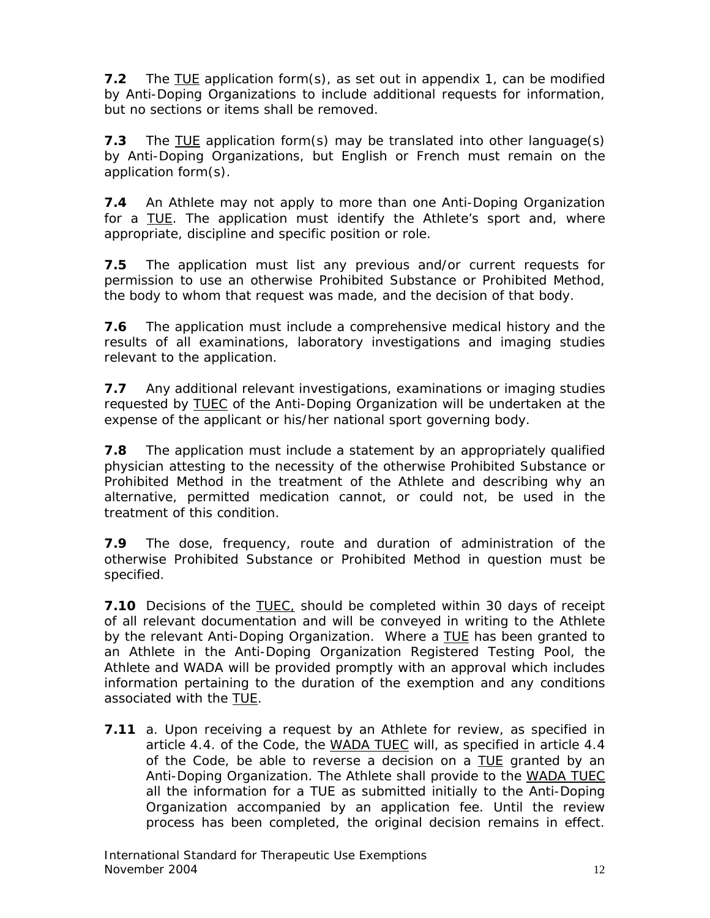**7.2** The TUE application form(s), as set out in appendix 1, can be modified by Anti-Doping Organizations to include additional requests for information, but no sections or items shall be removed.

**7.3** The TUE application form(s) may be translated into other language(s) by Anti-Doping Organizations, but English or French must remain on the application form(s).

**7.4** An Athlete may not apply to more than one Anti-Doping Organization for a TUE. The application must identify the Athlete's sport and, where appropriate, discipline and specific position or role.

**7.5** The application must list any previous and/or current requests for permission to use an otherwise Prohibited Substance or Prohibited Method, the body to whom that request was made, and the decision of that body.

**7.6** The application must include a comprehensive medical history and the results of all examinations, laboratory investigations and imaging studies relevant to the application.

**7.7** Any additional relevant investigations, examinations or imaging studies requested by TUEC of the Anti-Doping Organization will be undertaken at the expense of the applicant or his/her national sport governing body.

**7.8** The application must include a statement by an appropriately qualified physician attesting to the necessity of the otherwise Prohibited Substance or Prohibited Method in the treatment of the Athlete and describing why an alternative, permitted medication cannot, or could not, be used in the treatment of this condition.

**7.9** The dose, frequency, route and duration of administration of the otherwise Prohibited Substance or Prohibited Method in question must be specified.

**7.10** Decisions of the TUEC, should be completed within 30 days of receipt of all relevant documentation and will be conveyed in writing to the Athlete by the relevant Anti-Doping Organization. Where a TUE has been granted to an Athlete in the Anti-Doping Organization Registered Testing Pool, the Athlete and WADA will be provided promptly with an approval which includes information pertaining to the duration of the exemption and any conditions associated with the TUE.

**7.11** a. Upon receiving a request by an Athlete for review, as specified in article 4.4. of the Code, the WADA TUEC will, as specified in article 4.4 of the Code, be able to reverse a decision on a TUE granted by an Anti-Doping Organization. The Athlete shall provide to the WADA TUEC all the information for a TUE as submitted initially to the Anti-Doping Organization accompanied by an application fee. Until the review process has been completed, the original decision remains in effect.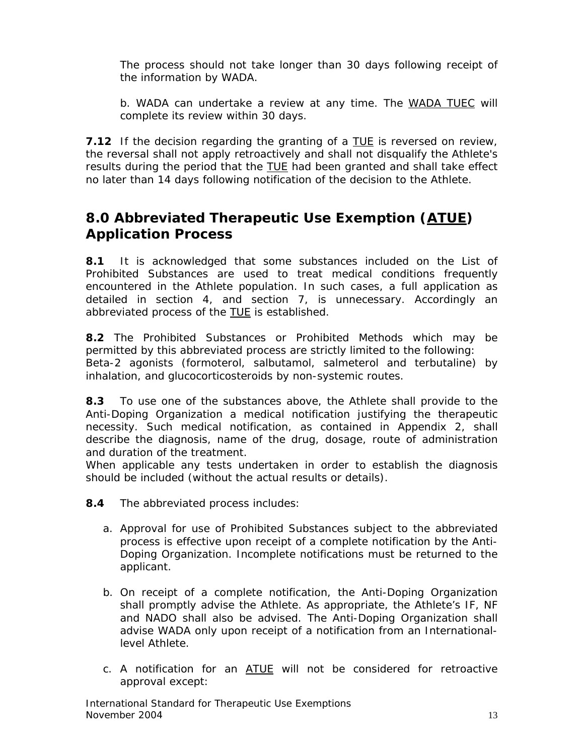The process should not take longer than 30 days following receipt of the information by WADA.

b. WADA can undertake a review at any time. The WADA TUEC will complete its review within 30 days.

**7.12** If the decision regarding the granting of a TUE is reversed on review, the reversal shall not apply retroactively and shall not disqualify the Athlete's results during the period that the TUE had been granted and shall take effect no later than 14 days following notification of the decision to the Athlete.

## 8.0 Abbreviated Therapeutic Use Exemption (ATUE) Application Process

**8.1** It is acknowledged that some substances included on the List of Prohibited Substances are used to treat medical conditions frequently encountered in the Athlete population. In such cases, a full application as detailed in section 4, and section 7, is unnecessary. Accordingly an abbreviated process of the TUE is established.

**8.2** The Prohibited Substances or Prohibited Methods which may be permitted by this abbreviated process are strictly limited to the following:
Beta-2 agonists (formoterol, salbutamol, salmeterol and terbutaline) by inhalation, and glucocorticosteroids by non-systemic routes.

**8.3** To use one of the substances above, the Athlete shall provide to the Anti-Doping Organization a medical notification justifying the therapeutic necessity. Such medical notification, as contained in Appendix 2, shall describe the diagnosis, name of the drug, dosage, route of administration and duration of the treatment.
When applicable any tests undertaken in order to establish the diagnosis should be included (without the actual results or details).

**8.4** The abbreviated process includes:

a. Approval for use of Prohibited Substances subject to the abbreviated process is effective upon receipt of a complete notification by the Anti-Doping Organization. Incomplete notifications must be returned to the applicant.

b. On receipt of a complete notification, the Anti-Doping Organization shall promptly advise the Athlete. As appropriate, the Athlete's IF, NF and NADO shall also be advised. The Anti-Doping Organization shall advise WADA only upon receipt of a notification from an International-level Athlete.

c. A notification for an ATUE will not be considered for retroactive approval except: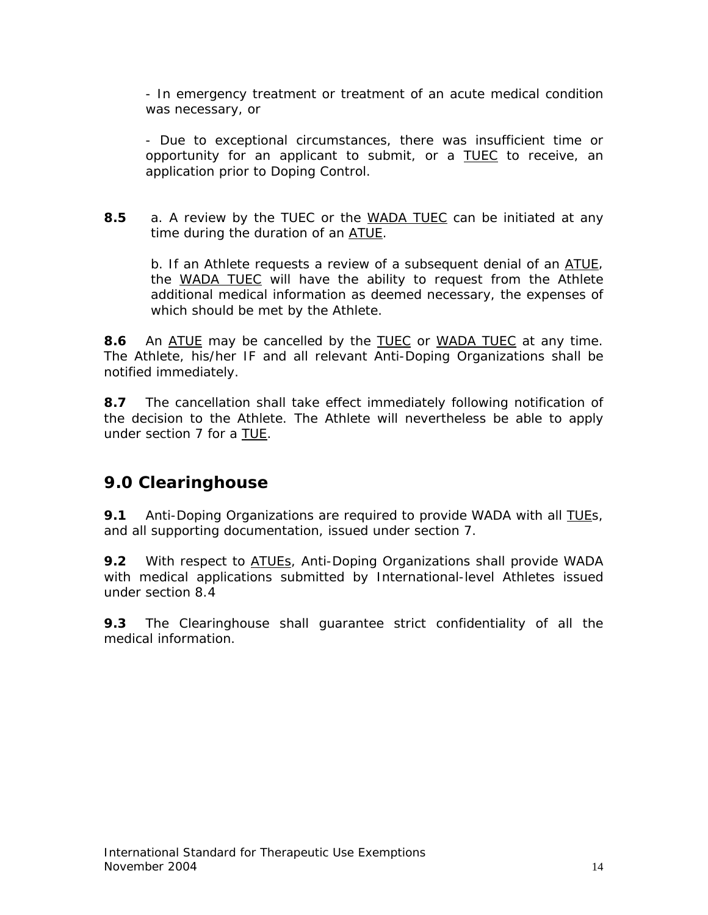- In emergency treatment or treatment of an acute medical condition was necessary, or

- Due to exceptional circumstances, there was insufficient time or opportunity for an applicant to submit, or a TUEC to receive, an application prior to Doping Control.

**8.5** a. A review by the TUEC or the WADA TUEC can be initiated at any time during the duration of an ATUE.

b. If an Athlete requests a review of a subsequent denial of an ATUE, the WADA TUEC will have the ability to request from the Athlete additional medical information as deemed necessary, the expenses of which should be met by the Athlete.

**8.6** An ATUE may be cancelled by the TUEC or WADA TUEC at any time. The Athlete, his/her IF and all relevant Anti-Doping Organizations shall be notified immediately.

**8.7** The cancellation shall take effect immediately following notification of the decision to the Athlete. The Athlete will nevertheless be able to apply under section 7 for a TUE.

## 9.0 Clearinghouse

**9.1** Anti-Doping Organizations are required to provide WADA with all TUEs, and all supporting documentation, issued under section 7.

**9.2** With respect to ATUEs, Anti-Doping Organizations shall provide WADA with medical applications submitted by International-level Athletes issued under section 8.4

**9.3** The Clearinghouse shall guarantee strict confidentiality of all the medical information.